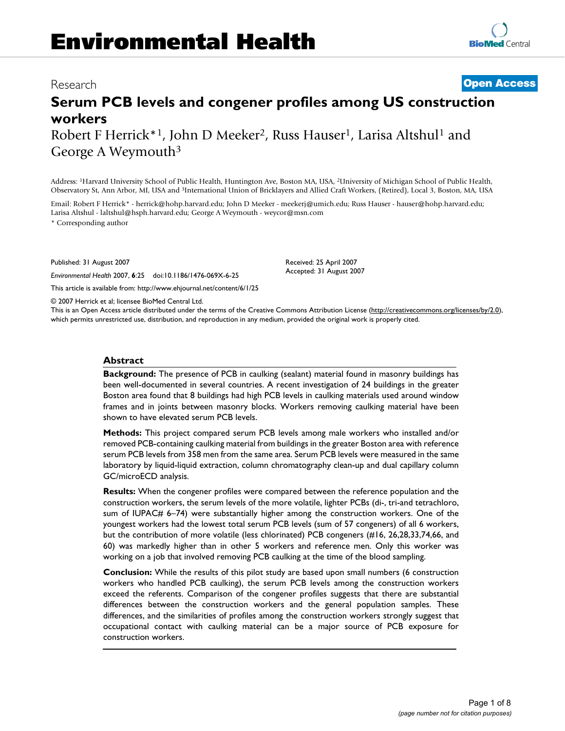Research **Open Access**

# Serum PCB levels and congener profiles among US construction workers

Robert F Herrick*[1], John D Meeker[2], Russ Hauser[1], Larisa Altshul[1] and George A Weymouth[3]

Address: [1]Harvard University School of Public Health, Huntington Ave, Boston MA, USA, [2]University of Michigan School of Public Health, Observatory St, Ann Arbor, MI, USA and [3]International Union of Bricklayers and Allied Craft Workers, (Retired), Local 3, Boston, MA, USA

Email: Robert F Herrick* - herrick@hohp.harvard.edu; John D Meeker - meekerj@umich.edu; Russ Hauser - hauser@hohp.harvard.edu; Larisa Altshul - laltshul@hsph.harvard.edu; George A Weymouth - weycor@msn.com

\* Corresponding author

Published: 31 August 2007

*Environmental Health* 2007, **6**:25 doi:10.1186/1476-069X-6-25

This article is available from: http://www.ehjournal.net/content/6/1/25

Received: 25 April 2007
Accepted: 31 August 2007

© 2007 Herrick et al; licensee BioMed Central Ltd.
This is an Open Access article distributed under the terms of the Creative Commons Attribution License (http://creativecommons.org/licenses/by/2.0), which permits unrestricted use, distribution, and reproduction in any medium, provided the original work is properly cited.

## Abstract

**Background:** The presence of PCB in caulking (sealant) material found in masonry buildings has been well-documented in several countries. A recent investigation of 24 buildings in the greater Boston area found that 8 buildings had high PCB levels in caulking materials used around window frames and in joints between masonry blocks. Workers removing caulking material have been shown to have elevated serum PCB levels.

**Methods:** This project compared serum PCB levels among male workers who installed and/or removed PCB-containing caulking material from buildings in the greater Boston area with reference serum PCB levels from 358 men from the same area. Serum PCB levels were measured in the same laboratory by liquid-liquid extraction, column chromatography clean-up and dual capillary column GC/microECD analysis.

**Results:** When the congener profiles were compared between the reference population and the construction workers, the serum levels of the more volatile, lighter PCBs (di-, tri-and tetrachloro, sum of IUPAC# 6–74) were substantially higher among the construction workers. One of the youngest workers had the lowest total serum PCB levels (sum of 57 congeners) of all 6 workers, but the contribution of more volatile (less chlorinated) PCB congeners (#16, 26,28,33,74,66, and 60) was markedly higher than in other 5 workers and reference men. Only this worker was working on a job that involved removing PCB caulking at the time of the blood sampling.

**Conclusion:** While the results of this pilot study are based upon small numbers (6 construction workers who handled PCB caulking), the serum PCB levels among the construction workers exceed the referents. Comparison of the congener profiles suggests that there are substantial differences between the construction workers and the general population samples. These differences, and the similarities of profiles among the construction workers strongly suggest that occupational contact with caulking material can be a major source of PCB exposure for construction workers.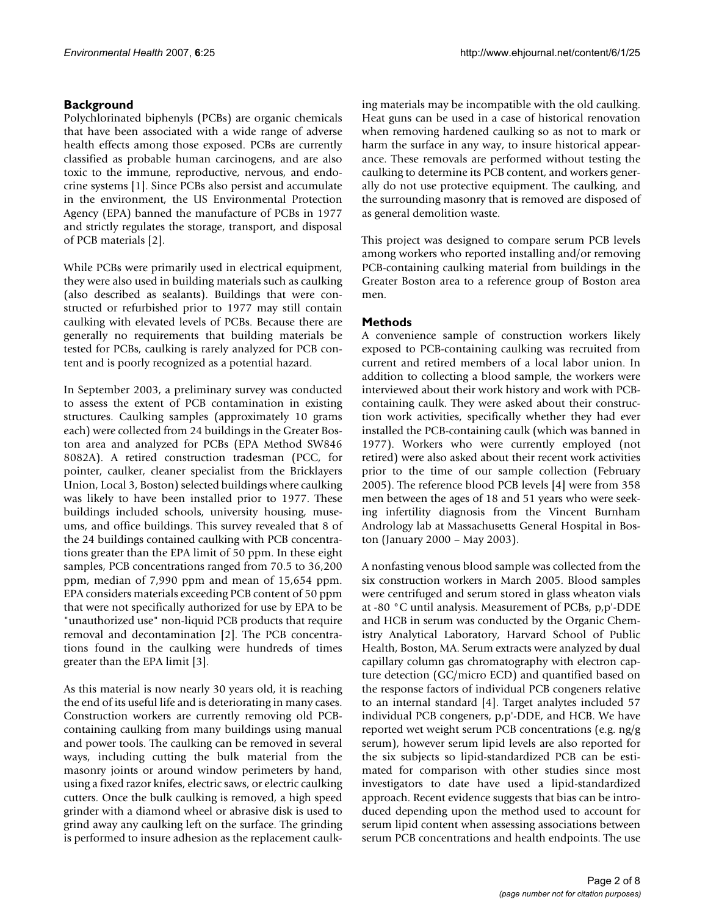## Background

Polychlorinated biphenyls (PCBs) are organic chemicals that have been associated with a wide range of adverse health effects among those exposed. PCBs are currently classified as probable human carcinogens, and are also toxic to the immune, reproductive, nervous, and endocrine systems [1]. Since PCBs also persist and accumulate in the environment, the US Environmental Protection Agency (EPA) banned the manufacture of PCBs in 1977 and strictly regulates the storage, transport, and disposal of PCB materials [2].

While PCBs were primarily used in electrical equipment, they were also used in building materials such as caulking (also described as sealants). Buildings that were constructed or refurbished prior to 1977 may still contain caulking with elevated levels of PCBs. Because there are generally no requirements that building materials be tested for PCBs, caulking is rarely analyzed for PCB content and is poorly recognized as a potential hazard.

In September 2003, a preliminary survey was conducted to assess the extent of PCB contamination in existing structures. Caulking samples (approximately 10 grams each) were collected from 24 buildings in the Greater Boston area and analyzed for PCBs (EPA Method SW846 8082A). A retired construction tradesman (PCC, for pointer, caulker, cleaner specialist from the Bricklayers Union, Local 3, Boston) selected buildings where caulking was likely to have been installed prior to 1977. These buildings included schools, university housing, museums, and office buildings. This survey revealed that 8 of the 24 buildings contained caulking with PCB concentrations greater than the EPA limit of 50 ppm. In these eight samples, PCB concentrations ranged from 70.5 to 36,200 ppm, median of 7,990 ppm and mean of 15,654 ppm. EPA considers materials exceeding PCB content of 50 ppm that were not specifically authorized for use by EPA to be "unauthorized use" non-liquid PCB products that require removal and decontamination [2]. The PCB concentrations found in the caulking were hundreds of times greater than the EPA limit [3].

As this material is now nearly 30 years old, it is reaching the end of its useful life and is deteriorating in many cases. Construction workers are currently removing old PCB-containing caulking from many buildings using manual and power tools. The caulking can be removed in several ways, including cutting the bulk material from the masonry joints or around window perimeters by hand, using a fixed razor knifes, electric saws, or electric caulking cutters. Once the bulk caulking is removed, a high speed grinder with a diamond wheel or abrasive disk is used to grind away any caulking left on the surface. The grinding is performed to insure adhesion as the replacement caulking materials may be incompatible with the old caulking. Heat guns can be used in a case of historical renovation when removing hardened caulking so as not to mark or harm the surface in any way, to insure historical appearance. These removals are performed without testing the caulking to determine its PCB content, and workers generally do not use protective equipment. The caulking, and the surrounding masonry that is removed are disposed of as general demolition waste.

This project was designed to compare serum PCB levels among workers who reported installing and/or removing PCB-containing caulking material from buildings in the Greater Boston area to a reference group of Boston area men.

## Methods

A convenience sample of construction workers likely exposed to PCB-containing caulking was recruited from current and retired members of a local labor union. In addition to collecting a blood sample, the workers were interviewed about their work history and work with PCB-containing caulk. They were asked about their construction work activities, specifically whether they had ever installed the PCB-containing caulk (which was banned in 1977). Workers who were currently employed (not retired) were also asked about their recent work activities prior to the time of our sample collection (February 2005). The reference blood PCB levels [4] were from 358 men between the ages of 18 and 51 years who were seeking infertility diagnosis from the Vincent Burnham Andrology lab at Massachusetts General Hospital in Boston (January 2000 – May 2003).

A nonfasting venous blood sample was collected from the six construction workers in March 2005. Blood samples were centrifuged and serum stored in glass wheaton vials at -80 °C until analysis. Measurement of PCBs, p,p'-DDE and HCB in serum was conducted by the Organic Chemistry Analytical Laboratory, Harvard School of Public Health, Boston, MA. Serum extracts were analyzed by dual capillary column gas chromatography with electron capture detection (GC/micro ECD) and quantified based on the response factors of individual PCB congeners relative to an internal standard [4]. Target analytes included 57 individual PCB congeners, p,p'-DDE, and HCB. We have reported wet weight serum PCB concentrations (e.g. ng/g serum), however serum lipid levels are also reported for the six subjects so lipid-standardized PCB can be estimated for comparison with other studies since most investigators to date have used a lipid-standardized approach. Recent evidence suggests that bias can be introduced depending upon the method used to account for serum lipid content when assessing associations between serum PCB concentrations and health endpoints. The use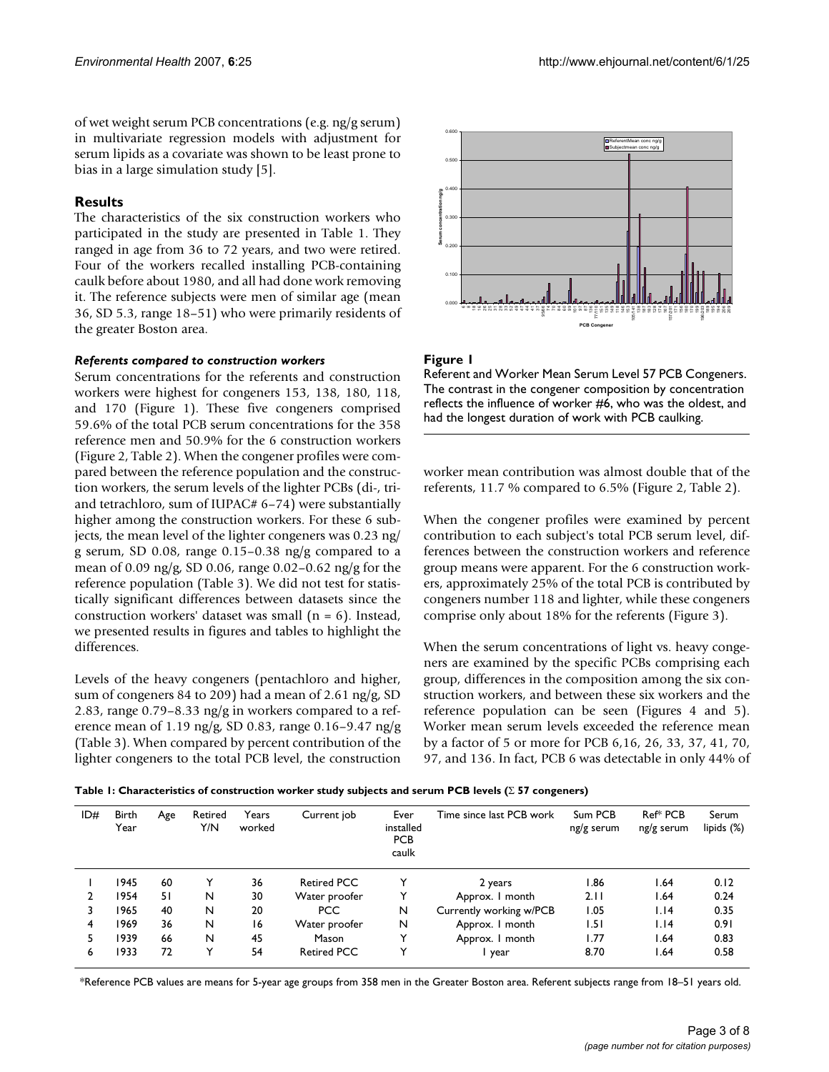of wet weight serum PCB concentrations (e.g. ng/g serum) in multivariate regression models with adjustment for serum lipids as a covariate was shown to be least prone to bias in a large simulation study [5].

## Results

The characteristics of the six construction workers who participated in the study are presented in Table 1. They ranged in age from 36 to 72 years, and two were retired. Four of the workers recalled installing PCB-containing caulk before about 1980, and all had done work removing it. The reference subjects were men of similar age (mean 36, SD 5.3, range 18–51) who were primarily residents of the greater Boston area.

### *Referents compared to construction workers*

Serum concentrations for the referents and construction workers were highest for congeners 153, 138, 180, 118, and 170 (Figure 1). These five congeners comprised 59.6% of the total PCB serum concentrations for the 358 reference men and 50.9% for the 6 construction workers (Figure 2, Table 2). When the congener profiles were compared between the reference population and the construction workers, the serum levels of the lighter PCBs (di-, tri- and tetrachloro, sum of IUPAC# 6–74) were substantially higher among the construction workers. For these 6 subjects, the mean level of the lighter congeners was 0.23 ng/g serum, SD 0.08, range 0.15–0.38 ng/g compared to a mean of 0.09 ng/g, SD 0.06, range 0.02–0.62 ng/g for the reference population (Table 3). We did not test for statistically significant differences between datasets since the construction workers' dataset was small (n = 6). Instead, we presented results in figures and tables to highlight the differences.

Levels of the heavy congeners (pentachloro and higher, sum of congeners 84 to 209) had a mean of 2.61 ng/g, SD 2.83, range 0.79–8.33 ng/g in workers compared to a reference mean of 1.19 ng/g, SD 0.83, range 0.16–9.47 ng/g (Table 3). When compared by percent contribution of the lighter congeners to the total PCB level, the construction worker mean contribution was almost double that of the referents, 11.7 % compared to 6.5% (Figure 2, Table 2).

**Figure 1**
Referent and Worker Mean Serum Level 57 PCB Congeners. The contrast in the congener composition by concentration reflects the influence of worker #6, who was the oldest, and had the longest duration of work with PCB caulking.

When the congener profiles were examined by percent contribution to each subject's total PCB serum level, differences between the construction workers and reference group means were apparent. For the 6 construction workers, approximately 25% of the total PCB is contributed by congeners number 118 and lighter, while these congeners comprise only about 18% for the referents (Figure 3).

When the serum concentrations of light vs. heavy congeners are examined by the specific PCBs comprising each group, differences in the composition among the six construction workers, and between these six workers and the reference population can be seen (Figures 4 and 5). Worker mean serum levels exceeded the reference mean by a factor of 5 or more for PCB 6,16, 26, 33, 37, 41, 70, 97, and 136. In fact, PCB 6 was detectable in only 44% of

**Table 1: Characteristics of construction worker study subjects and serum PCB levels (Σ 57 congeners)**

| ID# | Birth Year | Age | Retired Y/N | Years worked | Current job | Ever installed PCB caulk | Time since last PCB work | Sum PCB ng/g serum | Ref* PCB ng/g serum | Serum lipids (%) |
|---|---|---|---|---|---|---|---|---|---|---|
| 1 | 1945 | 60 | Y | 36 | Retired PCC | Y | 2 years | 1.86 | 1.64 | 0.12 |
| 2 | 1954 | 51 | N | 30 | Water proofer | Y | Approx. 1 month | 2.11 | 1.64 | 0.24 |
| 3 | 1965 | 40 | N | 20 | PCC | N | Currently working w/PCB | 1.05 | 1.14 | 0.35 |
| 4 | 1969 | 36 | N | 16 | Water proofer | N | Approx. 1 month | 1.51 | 1.14 | 0.91 |
| 5 | 1939 | 66 | N | 45 | Mason | Y | Approx. 1 month | 1.77 | 1.64 | 0.83 |
| 6 | 1933 | 72 | Y | 54 | Retired PCC | Y | 1 year | 8.70 | 1.64 | 0.58 |

*Reference PCB values are means for 5-year age groups from 358 men in the Greater Boston area. Referent subjects range from 18–51 years old.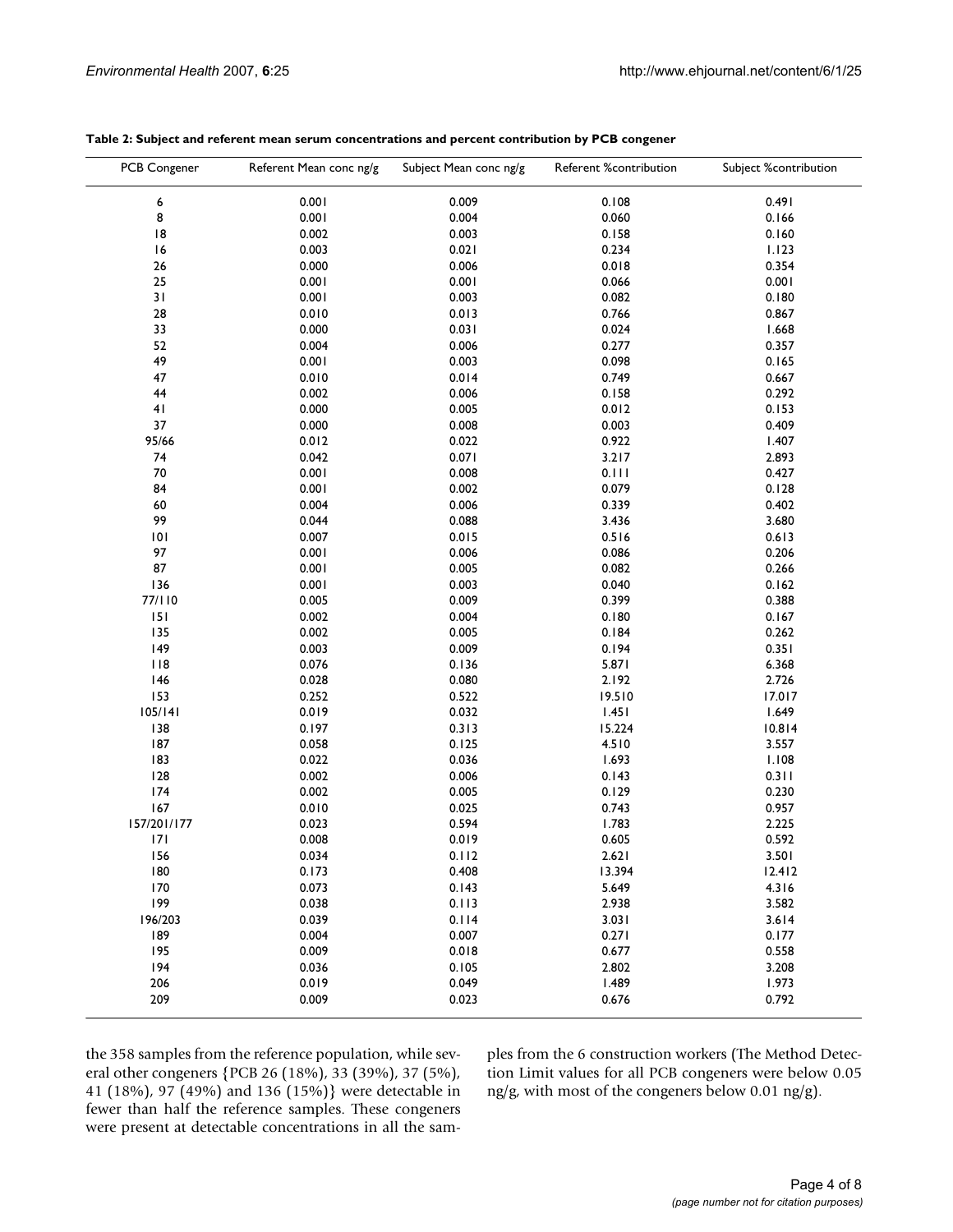**Table 2: Subject and referent mean serum concentrations and percent contribution by PCB congener**

| PCB Congener | Referent Mean conc ng/g | Subject Mean conc ng/g | Referent %contribution | Subject %contribution |
|---|---|---|---|---|
| 6 | 0.001 | 0.009 | 0.108 | 0.491 |
| 8 | 0.001 | 0.004 | 0.060 | 0.166 |
| 18 | 0.002 | 0.003 | 0.158 | 0.160 |
| 16 | 0.003 | 0.021 | 0.234 | 1.123 |
| 26 | 0.000 | 0.006 | 0.018 | 0.354 |
| 25 | 0.001 | 0.001 | 0.066 | 0.001 |
| 31 | 0.001 | 0.003 | 0.082 | 0.180 |
| 28 | 0.010 | 0.013 | 0.766 | 0.867 |
| 33 | 0.000 | 0.031 | 0.024 | 1.668 |
| 52 | 0.004 | 0.006 | 0.277 | 0.357 |
| 49 | 0.001 | 0.003 | 0.098 | 0.165 |
| 47 | 0.010 | 0.014 | 0.749 | 0.667 |
| 44 | 0.002 | 0.006 | 0.158 | 0.292 |
| 41 | 0.000 | 0.005 | 0.012 | 0.153 |
| 37 | 0.000 | 0.008 | 0.003 | 0.409 |
| 95/66 | 0.012 | 0.022 | 0.922 | 1.407 |
| 74 | 0.042 | 0.071 | 3.217 | 2.893 |
| 70 | 0.001 | 0.008 | 0.111 | 0.427 |
| 84 | 0.001 | 0.002 | 0.079 | 0.128 |
| 60 | 0.004 | 0.006 | 0.339 | 0.402 |
| 99 | 0.044 | 0.088 | 3.436 | 3.680 |
| 101 | 0.007 | 0.015 | 0.516 | 0.613 |
| 97 | 0.001 | 0.006 | 0.086 | 0.206 |
| 87 | 0.001 | 0.005 | 0.082 | 0.266 |
| 136 | 0.001 | 0.003 | 0.040 | 0.162 |
| 77/110 | 0.005 | 0.009 | 0.399 | 0.388 |
| 151 | 0.002 | 0.004 | 0.180 | 0.167 |
| 135 | 0.002 | 0.005 | 0.184 | 0.262 |
| 149 | 0.003 | 0.009 | 0.194 | 0.351 |
| 118 | 0.076 | 0.136 | 5.871 | 6.368 |
| 146 | 0.028 | 0.080 | 2.192 | 2.726 |
| 153 | 0.252 | 0.522 | 19.510 | 17.017 |
| 105/141 | 0.019 | 0.032 | 1.451 | 1.649 |
| 138 | 0.197 | 0.313 | 15.224 | 10.814 |
| 187 | 0.058 | 0.125 | 4.510 | 3.557 |
| 183 | 0.022 | 0.036 | 1.693 | 1.108 |
| 128 | 0.002 | 0.006 | 0.143 | 0.311 |
| 174 | 0.002 | 0.005 | 0.129 | 0.230 |
| 167 | 0.010 | 0.025 | 0.743 | 0.957 |
| 157/201/177 | 0.023 | 0.594 | 1.783 | 2.225 |
| 171 | 0.008 | 0.019 | 0.605 | 0.592 |
| 156 | 0.034 | 0.112 | 2.621 | 3.501 |
| 180 | 0.173 | 0.408 | 13.394 | 12.412 |
| 170 | 0.073 | 0.143 | 5.649 | 4.316 |
| 199 | 0.038 | 0.113 | 2.938 | 3.582 |
| 196/203 | 0.039 | 0.114 | 3.031 | 3.614 |
| 189 | 0.004 | 0.007 | 0.271 | 0.177 |
| 195 | 0.009 | 0.018 | 0.677 | 0.558 |
| 194 | 0.036 | 0.105 | 2.802 | 3.208 |
| 206 | 0.019 | 0.049 | 1.489 | 1.973 |
| 209 | 0.009 | 0.023 | 0.676 | 0.792 |

the 358 samples from the reference population, while several other congeners {PCB 26 (18%), 33 (39%), 37 (5%), 41 (18%), 97 (49%) and 136 (15%)} were detectable in fewer than half the reference samples. These congeners were present at detectable concentrations in all the samples from the 6 construction workers (The Method Detection Limit values for all PCB congeners were below 0.05 ng/g, with most of the congeners below 0.01 ng/g).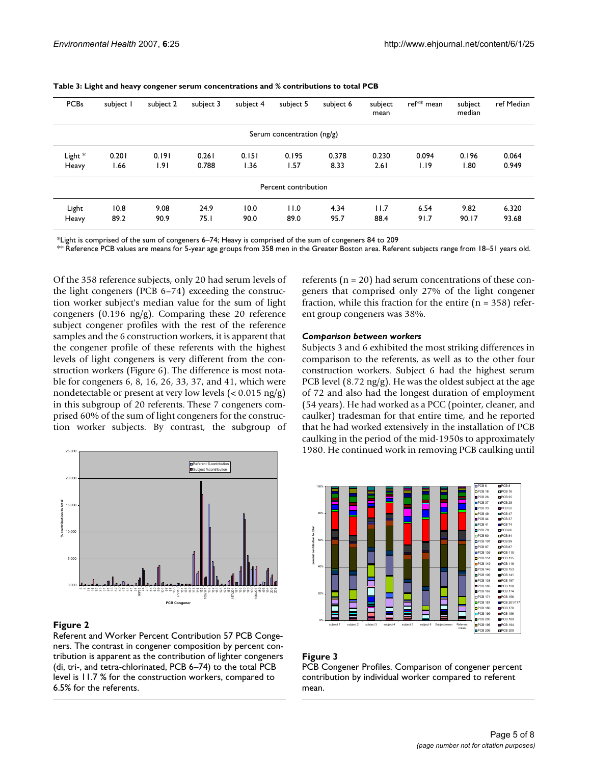**Table 3: Light and heavy congener serum concentrations and % contributions to total PCB**

| PCBs | subject 1 | subject 2 | subject 3 | subject 4 | subject 5 | subject 6 | subject mean | ref** mean | subject median | ref Median |
|---|---|---|---|---|---|---|---|---|---|---|
| | | | | | Serum concentration (ng/g) | | | | | |
| Light * | 0.201 | 0.191 | 0.261 | 0.151 | 0.195 | 0.378 | 0.230 | 0.094 | 0.196 | 0.064 |
| Heavy | 1.66 | 1.91 | 0.788 | 1.36 | 1.57 | 8.33 | 2.61 | 1.19 | 1.80 | 0.949 |
| | | | | | Percent contribution | | | | | |
| Light | 10.8 | 9.08 | 24.9 | 10.0 | 11.0 | 4.34 | 11.7 | 6.54 | 9.82 | 6.320 |
| Heavy | 89.2 | 90.9 | 75.1 | 90.0 | 89.0 | 95.7 | 88.4 | 91.7 | 90.17 | 93.68 |

*Light is comprised of the sum of congeners 6–74; Heavy is comprised of the sum of congeners 84 to 209

** Reference PCB values are means for 5-year age groups from 358 men in the Greater Boston area. Referent subjects range from 18–51 years old.

Of the 358 reference subjects, only 20 had serum levels of the light congeners (PCB 6–74) exceeding the construction worker subject's median value for the sum of light congeners (0.196 ng/g). Comparing these 20 reference subject congener profiles with the rest of the reference samples and the 6 construction workers, it is apparent that the congener profile of these referents with the highest levels of light congeners is very different from the construction workers (Figure 6). The difference is most notable for congeners 6, 8, 16, 26, 33, 37, and 41, which were nondetectable or present at very low levels (< 0.015 ng/g) in this subgroup of 20 referents. These 7 congeners comprised 60% of the sum of light congeners for the construction worker subjects. By contrast, the subgroup of referents (n = 20) had serum concentrations of these congeners that comprised only 27% of the light congener fraction, while this fraction for the entire (n = 358) referent group congeners was 38%.

**Figure 2**

Referent and Worker Percent Contribution 57 PCB Congeners. The contrast in congener composition by percent contribution is apparent as the contribution of lighter congeners (di, tri-, and tetra-chlorinated, PCB 6–74) to the total PCB level is 11.7 % for the construction workers, compared to 6.5% for the referents.

### *Comparison between workers*

Subjects 3 and 6 exhibited the most striking differences in comparison to the referents, as well as to the other four construction workers. Subject 6 had the highest serum PCB level (8.72 ng/g). He was the oldest subject at the age of 72 and also had the longest duration of employment (54 years). He had worked as a PCC (pointer, cleaner, and caulker) tradesman for that entire time, and he reported that he had worked extensively in the installation of PCB caulking in the period of the mid-1950s to approximately 1980. He continued work in removing PCB caulking until

**Figure 3**

PCB Congener Profiles. Comparison of congener percent contribution by individual worker compared to referent mean.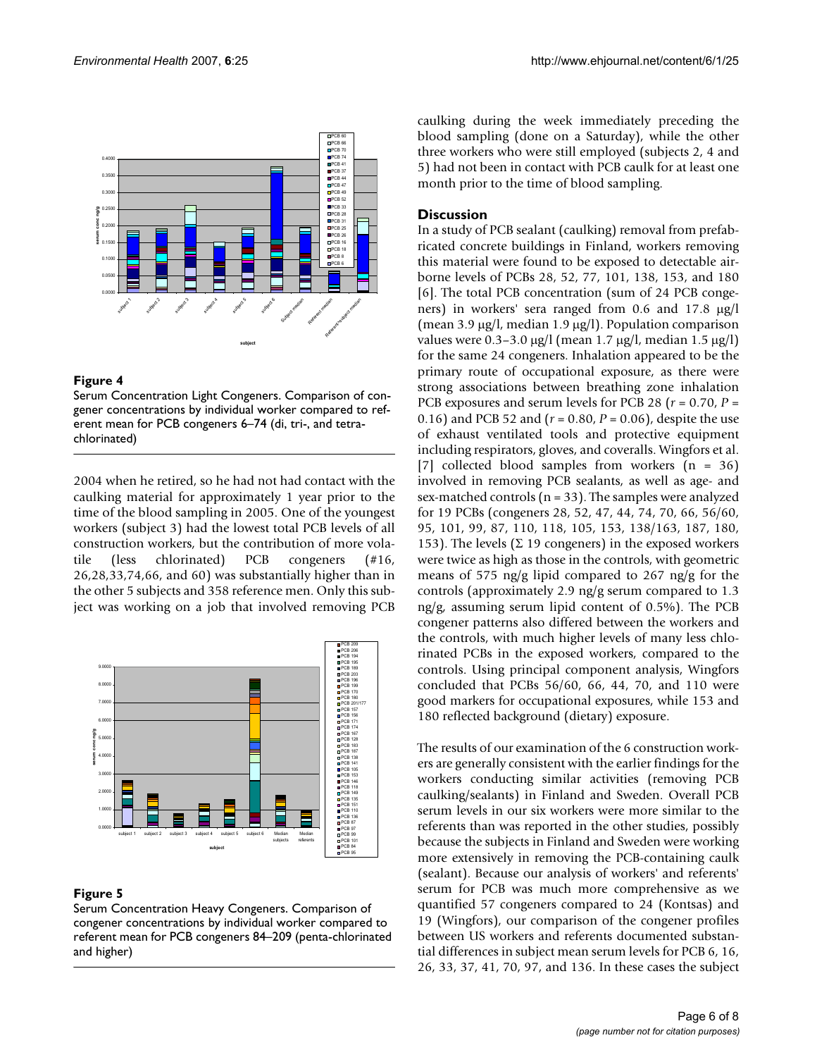**Figure 4**

Serum Concentration Light Congeners. Comparison of congener concentrations by individual worker compared to referent mean for PCB congeners 6–74 (di, tri-, and tetra-chlorinated)

2004 when he retired, so he had not had contact with the caulking material for approximately 1 year prior to the time of the blood sampling in 2005. One of the youngest workers (subject 3) had the lowest total PCB levels of all construction workers, but the contribution of more volatile (less chlorinated) PCB congeners (#16, 26,28,33,74,66, and 60) was substantially higher than in the other 5 subjects and 358 reference men. Only this subject was working on a job that involved removing PCB caulking during the week immediately preceding the blood sampling (done on a Saturday), while the other three workers who were still employed (subjects 2, 4 and 5) had not been in contact with PCB caulk for at least one month prior to the time of blood sampling.

**Figure 5**

Serum Concentration Heavy Congeners. Comparison of congener concentrations by individual worker compared to referent mean for PCB congeners 84–209 (penta-chlorinated and higher)

## Discussion

In a study of PCB sealant (caulking) removal from prefabricated concrete buildings in Finland, workers removing this material were found to be exposed to detectable airborne levels of PCBs 28, 52, 77, 101, 138, 153, and 180 [6]. The total PCB concentration (sum of 24 PCB congeners) in workers' sera ranged from 0.6 and 17.8 μg/l (mean 3.9 μg/l, median 1.9 μg/l). Population comparison values were 0.3–3.0 μg/l (mean 1.7 μg/l, median 1.5 μg/l) for the same 24 congeners. Inhalation appeared to be the primary route of occupational exposure, as there were strong associations between breathing zone inhalation PCB exposures and serum levels for PCB 28 ($r = 0.70$, $P = 0.16$) and PCB 52 and ($r = 0.80$, $P = 0.06$), despite the use of exhaust ventilated tools and protective equipment including respirators, gloves, and coveralls. Wingfors et al. [7] collected blood samples from workers (n = 36) involved in removing PCB sealants, as well as age- and sex-matched controls (n = 33). The samples were analyzed for 19 PCBs (congeners 28, 52, 47, 44, 74, 70, 66, 56/60, 95, 101, 99, 87, 110, 118, 105, 153, 138/163, 187, 180, 153). The levels (Σ 19 congeners) in the exposed workers were twice as high as those in the controls, with geometric means of 575 ng/g lipid compared to 267 ng/g for the controls (approximately 2.9 ng/g serum compared to 1.3 ng/g, assuming serum lipid content of 0.5%). The PCB congener patterns also differed between the workers and the controls, with much higher levels of many less chlorinated PCBs in the exposed workers, compared to the controls. Using principal component analysis, Wingfors concluded that PCBs 56/60, 66, 44, 70, and 110 were good markers for occupational exposures, while 153 and 180 reflected background (dietary) exposure.

The results of our examination of the 6 construction workers are generally consistent with the earlier findings for the workers conducting similar activities (removing PCB caulking/sealants) in Finland and Sweden. Overall PCB serum levels in our six workers were more similar to the referents than was reported in the other studies, possibly because the subjects in Finland and Sweden were working more extensively in removing the PCB-containing caulk (sealant). Because our analysis of workers' and referents' serum for PCB was much more comprehensive as we quantified 57 congeners compared to 24 (Kontsas) and 19 (Wingfors), our comparison of the congener profiles between US workers and referents documented substantial differences in subject mean serum levels for PCB 6, 16, 26, 33, 37, 41, 70, 97, and 136. In these cases the subject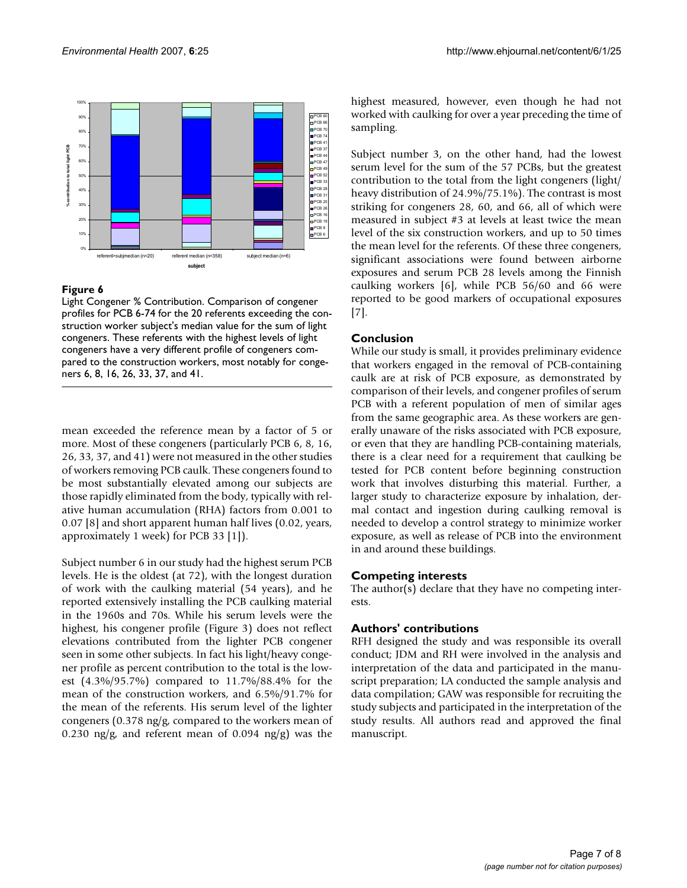**Figure 6**

Light Congener % Contribution. Comparison of congener profiles for PCB 6-74 for the 20 referents exceeding the construction worker subject's median value for the sum of light congeners. These referents with the highest levels of light congeners have a very different profile of congeners compared to the construction workers, most notably for congeners 6, 8, 16, 26, 33, 37, and 41.

mean exceeded the reference mean by a factor of 5 or more. Most of these congeners (particularly PCB 6, 8, 16, 26, 33, 37, and 41) were not measured in the other studies of workers removing PCB caulk. These congeners found to be most substantially elevated among our subjects are those rapidly eliminated from the body, typically with relative human accumulation (RHA) factors from 0.001 to 0.07 [8] and short apparent human half lives (0.02, years, approximately 1 week) for PCB 33 [1]).

Subject number 6 in our study had the highest serum PCB levels. He is the oldest (at 72), with the longest duration of work with the caulking material (54 years), and he reported extensively installing the PCB caulking material in the 1960s and 70s. While his serum levels were the highest, his congener profile (Figure 3) does not reflect elevations contributed from the lighter PCB congener seen in some other subjects. In fact his light/heavy congener profile as percent contribution to the total is the lowest (4.3%/95.7%) compared to 11.7%/88.4% for the mean of the construction workers, and 6.5%/91.7% for the mean of the referents. His serum level of the lighter congeners (0.378 ng/g, compared to the workers mean of 0.230 ng/g, and referent mean of 0.094 ng/g) was the highest measured, however, even though he had not worked with caulking for over a year preceding the time of sampling.

Subject number 3, on the other hand, had the lowest serum level for the sum of the 57 PCBs, but the greatest contribution to the total from the light congeners (light/heavy distribution of 24.9%/75.1%). The contrast is most striking for congeners 28, 60, and 66, all of which were measured in subject #3 at levels at least twice the mean level of the six construction workers, and up to 50 times the mean level for the referents. Of these three congeners, significant associations were found between airborne exposures and serum PCB 28 levels among the Finnish caulking workers [6], while PCB 56/60 and 66 were reported to be good markers of occupational exposures [7].

## Conclusion

While our study is small, it provides preliminary evidence that workers engaged in the removal of PCB-containing caulk are at risk of PCB exposure, as demonstrated by comparison of their levels, and congener profiles of serum PCB with a referent population of men of similar ages from the same geographic area. As these workers are generally unaware of the risks associated with PCB exposure, or even that they are handling PCB-containing materials, there is a clear need for a requirement that caulking be tested for PCB content before beginning construction work that involves disturbing this material. Further, a larger study to characterize exposure by inhalation, dermal contact and ingestion during caulking removal is needed to develop a control strategy to minimize worker exposure, as well as release of PCB into the environment in and around these buildings.

## Competing interests

The author(s) declare that they have no competing interests.

## Authors' contributions

RFH designed the study and was responsible its overall conduct; JDM and RH were involved in the analysis and interpretation of the data and participated in the manuscript preparation; LA conducted the sample analysis and data compilation; GAW was responsible for recruiting the study subjects and participated in the interpretation of the study results. All authors read and approved the final manuscript.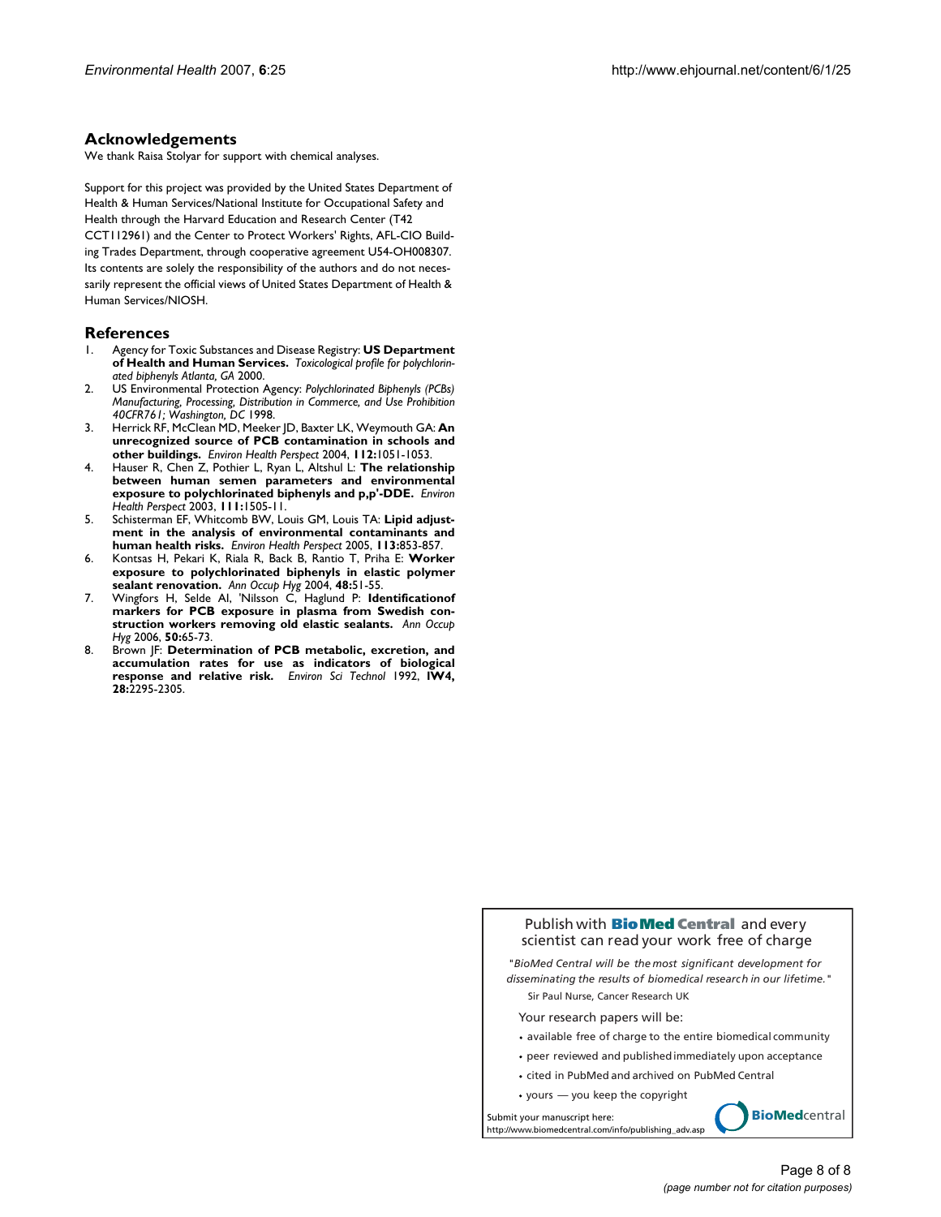## Acknowledgements

We thank Raisa Stolyar for support with chemical analyses.

Support for this project was provided by the United States Department of Health & Human Services/National Institute for Occupational Safety and Health through the Harvard Education and Research Center (T42 CCT112961) and the Center to Protect Workers' Rights, AFL-CIO Building Trades Department, through cooperative agreement U54-OH008307. Its contents are solely the responsibility of the authors and do not necessarily represent the official views of United States Department of Health & Human Services/NIOSH.

## References

1. Agency for Toxic Substances and Disease Registry: **US Department of Health and Human Services.** *Toxicological profile for polychlorinated biphenyls Atlanta, GA* 2000.
2. US Environmental Protection Agency: *Polychlorinated Biphenyls (PCBs) Manufacturing, Processing, Distribution in Commerce, and Use Prohibition 40CFR761; Washington, DC* 1998.
3. Herrick RF, McClean MD, Meeker JD, Baxter LK, Weymouth GA: **An unrecognized source of PCB contamination in schools and other buildings.** *Environ Health Perspect* 2004, **112:**1051-1053.
4. Hauser R, Chen Z, Pothier L, Ryan L, Altshul L: **The relationship between human semen parameters and environmental exposure to polychlorinated biphenyls and p,p'-DDE.** *Environ Health Perspect* 2003, **111:**1505-11.
5. Schisterman EF, Whitcomb BW, Louis GM, Louis TA: **Lipid adjustment in the analysis of environmental contaminants and human health risks.** *Environ Health Perspect* 2005, **113:**853-857.
6. Kontsas H, Pekari K, Riala R, Back B, Rantio T, Priha E: **Worker exposure to polychlorinated biphenyls in elastic polymer sealant renovation.** *Ann Occup Hyg* 2004, **48:**51-55.
7. Wingfors H, Selde AI, 'Nilsson C, Haglund P: **Identificationof markers for PCB exposure in plasma from Swedish construction workers removing old elastic sealants.** *Ann Occup Hyg* 2006, **50:**65-73.
8. Brown JF: **Determination of PCB metabolic, excretion, and accumulation rates for use as indicators of biological response and relative risk.** *Environ Sci Technol* 1992, **IW4, 28:**2295-2305.

Publish with **BioMed Central** and every scientist can read your work free of charge

*"BioMed Central will be the most significant development for disseminating the results of biomedical research in our lifetime."*

Sir Paul Nurse, Cancer Research UK

Your research papers will be:

- available free of charge to the entire biomedical community
- peer reviewed and published immediately upon acceptance
- cited in PubMed and archived on PubMed Central
- yours — you keep the copyright

Submit your manuscript here:
http://www.biomedcentral.com/info/publishing_adv.asp

**BioMed**central